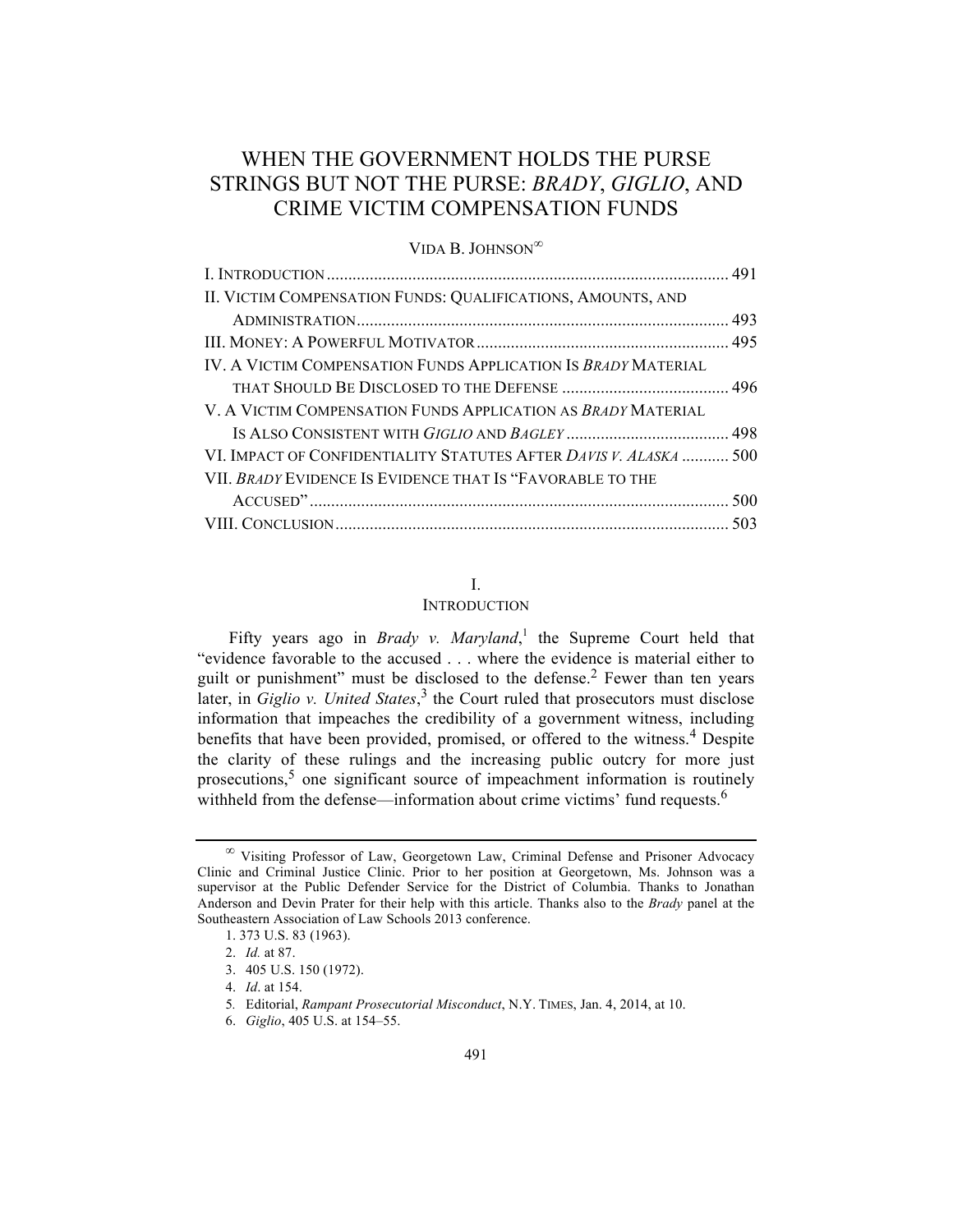# WHEN THE GOVERNMENT HOLDS THE PURSE STRINGS BUT NOT THE PURSE: *BRADY*, *GIGLIO*, AND CRIME VICTIM COMPENSATION FUNDS

VIDA B. JOHNSON[∞]

| | |
|---|---|
| I. INTRODUCTION | 491 |
| II. VICTIM COMPENSATION FUNDS: QUALIFICATIONS, AMOUNTS, AND ADMINISTRATION | 493 |
| III. MONEY: A POWERFUL MOTIVATOR | 495 |
| IV. A VICTIM COMPENSATION FUNDS APPLICATION IS *BRADY* MATERIAL THAT SHOULD BE DISCLOSED TO THE DEFENSE | 496 |
| V. A VICTIM COMPENSATION FUNDS APPLICATION AS *BRADY* MATERIAL IS ALSO CONSISTENT WITH *GIGLIO* AND *BAGLEY* | 498 |
| VI. IMPACT OF CONFIDENTIALITY STATUTES AFTER *DAVIS V. ALASKA* | 500 |
| VII. *BRADY* EVIDENCE IS EVIDENCE THAT IS "FAVORABLE TO THE ACCUSED" | 500 |
| VIII. CONCLUSION | 503 |

## I. INTRODUCTION

Fifty years ago in *Brady v. Maryland*,[1] the Supreme Court held that "evidence favorable to the accused . . . where the evidence is material either to guilt or punishment" must be disclosed to the defense.[2] Fewer than ten years later, in *Giglio v. United States*,[3] the Court ruled that prosecutors must disclose information that impeaches the credibility of a government witness, including benefits that have been provided, promised, or offered to the witness.[4] Despite the clarity of these rulings and the increasing public outcry for more just prosecutions,[5] one significant source of impeachment information is routinely withheld from the defense—information about crime victims' fund requests.[6]

---

∞ Visiting Professor of Law, Georgetown Law, Criminal Defense and Prisoner Advocacy Clinic and Criminal Justice Clinic. Prior to her position at Georgetown, Ms. Johnson was a supervisor at the Public Defender Service for the District of Columbia. Thanks to Jonathan Anderson and Devin Prater for their help with this article. Thanks also to the *Brady* panel at the Southeastern Association of Law Schools 2013 conference.

1. 373 U.S. 83 (1963).

2. *Id.* at 87.

3. 405 U.S. 150 (1972).

4. *Id*. at 154.

5. Editorial, *Rampant Prosecutorial Misconduct*, N.Y. TIMES, Jan. 4, 2014, at 10.

6. *Giglio*, 405 U.S. at 154–55.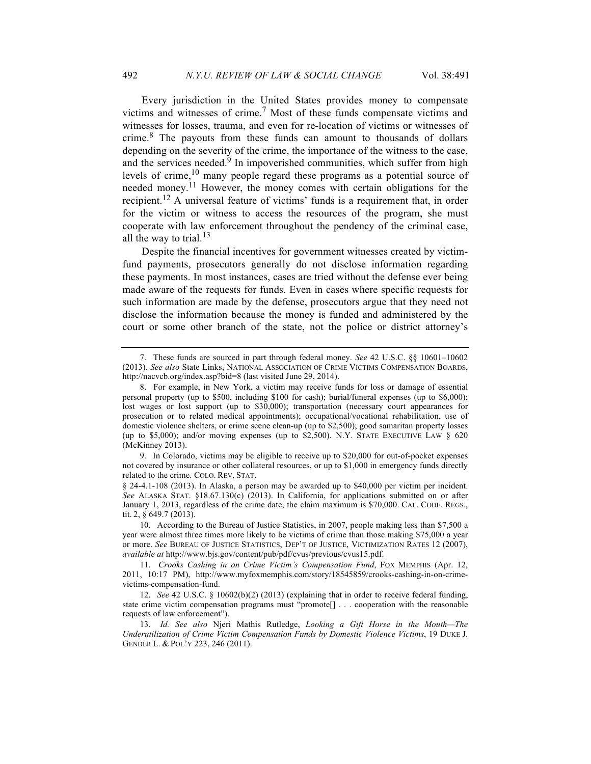Every jurisdiction in the United States provides money to compensate victims and witnesses of crime.[7] Most of these funds compensate victims and witnesses for losses, trauma, and even for re-location of victims or witnesses of crime.[8] The payouts from these funds can amount to thousands of dollars depending on the severity of the crime, the importance of the witness to the case, and the services needed.[9] In impoverished communities, which suffer from high levels of crime,[10] many people regard these programs as a potential source of needed money.[11] However, the money comes with certain obligations for the recipient.[12] A universal feature of victims' funds is a requirement that, in order for the victim or witness to access the resources of the program, she must cooperate with law enforcement throughout the pendency of the criminal case, all the way to trial.[13]

Despite the financial incentives for government witnesses created by victim-fund payments, prosecutors generally do not disclose information regarding these payments. In most instances, cases are tried without the defense ever being made aware of the requests for funds. Even in cases where specific requests for such information are made by the defense, prosecutors argue that they need not disclose the information because the money is funded and administered by the court or some other branch of the state, not the police or district attorney's

---

7. These funds are sourced in part through federal money. *See* 42 U.S.C. §§ 10601–10602 (2013). *See also* State Links, NATIONAL ASSOCIATION OF CRIME VICTIMS COMPENSATION BOARDS, http://nacvcb.org/index.asp?bid=8 (last visited June 29, 2014).

8. For example, in New York, a victim may receive funds for loss or damage of essential personal property (up to $500, including $100 for cash); burial/funeral expenses (up to $6,000); lost wages or lost support (up to $30,000); transportation (necessary court appearances for prosecution or to related medical appointments); occupational/vocational rehabilitation, use of domestic violence shelters, or crime scene clean-up (up to $2,500); good samaritan property losses (up to $5,000); and/or moving expenses (up to $2,500). N.Y. STATE EXECUTIVE LAW § 620 (McKinney 2013).

9. In Colorado, victims may be eligible to receive up to $20,000 for out-of-pocket expenses not covered by insurance or other collateral resources, or up to $1,000 in emergency funds directly related to the crime. COLO. REV. STAT.
§ 24-4.1-108 (2013). In Alaska, a person may be awarded up to $40,000 per victim per incident. *See* ALASKA STAT. §18.67.130(c) (2013). In California, for applications submitted on or after January 1, 2013, regardless of the crime date, the claim maximum is $70,000. CAL. CODE. REGS., tit. 2, § 649.7 (2013).

10. According to the Bureau of Justice Statistics, in 2007, people making less than $7,500 a year were almost three times more likely to be victims of crime than those making $75,000 a year or more. *See* BUREAU OF JUSTICE STATISTICS, DEP'T OF JUSTICE, VICTIMIZATION RATES 12 (2007), *available at* http://www.bjs.gov/content/pub/pdf/cvus/previous/cvus15.pdf.

11. *Crooks Cashing in on Crime Victim's Compensation Fund*, FOX MEMPHIS (Apr. 12, 2011, 10:17 PM), http://www.myfoxmemphis.com/story/18545859/crooks-cashing-in-on-crime-victims-compensation-fund.

12. *See* 42 U.S.C. § 10602(b)(2) (2013) (explaining that in order to receive federal funding, state crime victim compensation programs must "promote[] . . . cooperation with the reasonable requests of law enforcement").

13. *Id. See also* Njeri Mathis Rutledge, *Looking a Gift Horse in the Mouth—The Underutilization of Crime Victim Compensation Funds by Domestic Violence Victims*, 19 DUKE J. GENDER L. & POL'Y 223, 246 (2011).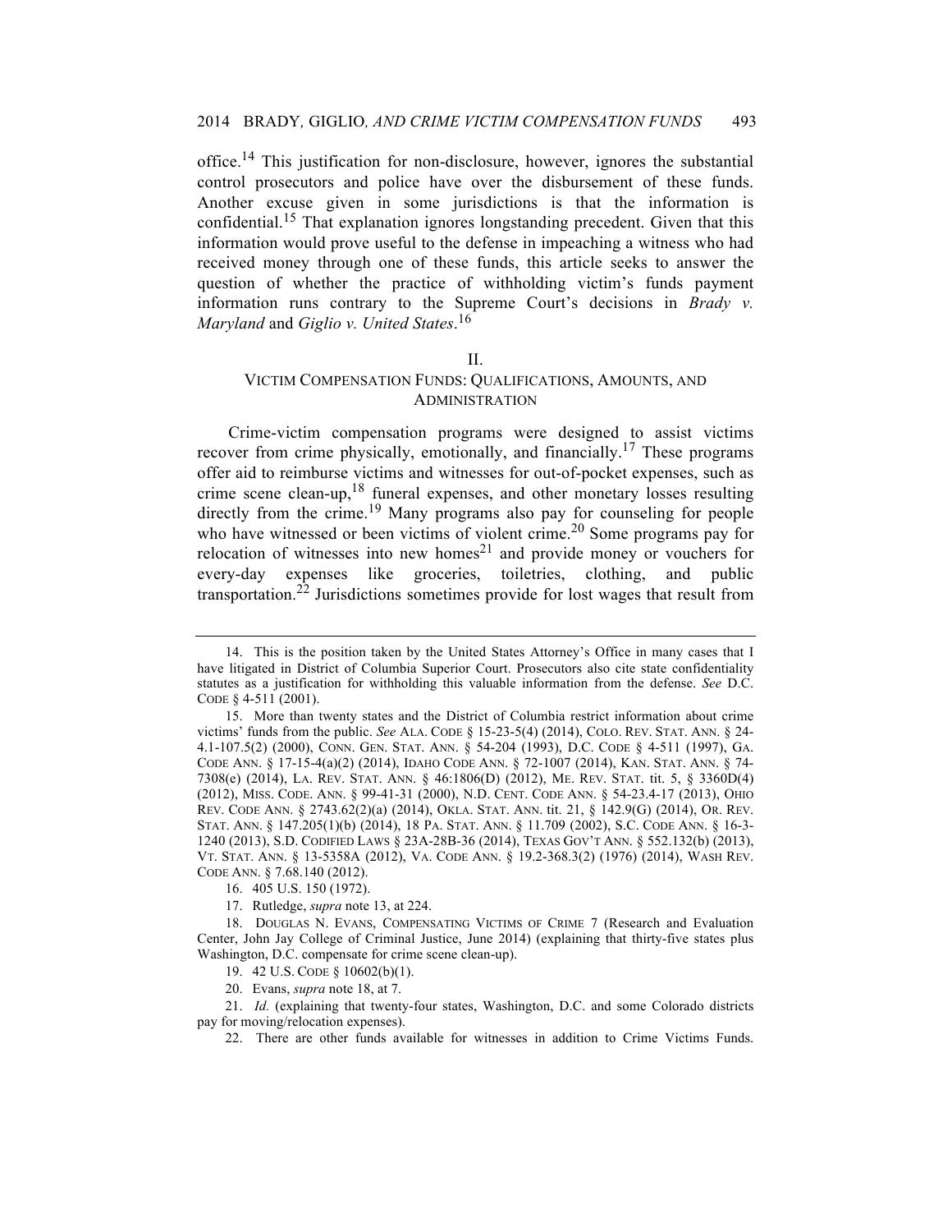office.[14] This justification for non-disclosure, however, ignores the substantial control prosecutors and police have over the disbursement of these funds. Another excuse given in some jurisdictions is that the information is confidential.[15] That explanation ignores longstanding precedent. Given that this information would prove useful to the defense in impeaching a witness who had received money through one of these funds, this article seeks to answer the question of whether the practice of withholding victim's funds payment information runs contrary to the Supreme Court's decisions in *Brady v. Maryland* and *Giglio v. United States*.[16]

## II.
## VICTIM COMPENSATION FUNDS: QUALIFICATIONS, AMOUNTS, AND ADMINISTRATION

Crime-victim compensation programs were designed to assist victims recover from crime physically, emotionally, and financially.[17] These programs offer aid to reimburse victims and witnesses for out-of-pocket expenses, such as crime scene clean-up,[18] funeral expenses, and other monetary losses resulting directly from the crime.[19] Many programs also pay for counseling for people who have witnessed or been victims of violent crime.[20] Some programs pay for relocation of witnesses into new homes[21] and provide money or vouchers for every-day expenses like groceries, toiletries, clothing, and public transportation.[22] Jurisdictions sometimes provide for lost wages that result from

---

14. This is the position taken by the United States Attorney's Office in many cases that I have litigated in District of Columbia Superior Court. Prosecutors also cite state confidentiality statutes as a justification for withholding this valuable information from the defense. *See* D.C. CODE § 4-511 (2001).

15. More than twenty states and the District of Columbia restrict information about crime victims' funds from the public. *See* ALA. CODE § 15-23-5(4) (2014), COLO. REV. STAT. ANN. § 24-4.1-107.5(2) (2000), CONN. GEN. STAT. ANN. § 54-204 (1993), D.C. CODE § 4-511 (1997), GA. CODE ANN. § 17-15-4(a)(2) (2014), IDAHO CODE ANN. § 72-1007 (2014), KAN. STAT. ANN. § 74-7308(e) (2014), LA. REV. STAT. ANN. § 46:1806(D) (2012), ME. REV. STAT. tit. 5, § 3360D(4) (2012), MISS. CODE. ANN. § 99-41-31 (2000), N.D. CENT. CODE ANN. § 54-23.4-17 (2013), OHIO REV. CODE ANN. § 2743.62(2)(a) (2014), OKLA. STAT. ANN. tit. 21, § 142.9(G) (2014), OR. REV. STAT. ANN. § 147.205(1)(b) (2014), 18 PA. STAT. ANN. § 11.709 (2002), S.C. CODE ANN. § 16-3-1240 (2013), S.D. CODIFIED LAWS § 23A-28B-36 (2014), TEXAS GOV'T ANN. § 552.132(b) (2013), VT. STAT. ANN. § 13-5358A (2012), VA. CODE ANN. § 19.2-368.3(2) (1976) (2014), WASH REV. CODE ANN. § 7.68.140 (2012).

16. 405 U.S. 150 (1972).

17. Rutledge, *supra* note 13, at 224.

18. DOUGLAS N. EVANS, COMPENSATING VICTIMS OF CRIME 7 (Research and Evaluation Center, John Jay College of Criminal Justice, June 2014) (explaining that thirty-five states plus Washington, D.C. compensate for crime scene clean-up).

19. 42 U.S. CODE § 10602(b)(1).

20. Evans, *supra* note 18, at 7.

21. *Id.* (explaining that twenty-four states, Washington, D.C. and some Colorado districts pay for moving/relocation expenses).

22. There are other funds available for witnesses in addition to Crime Victims Funds.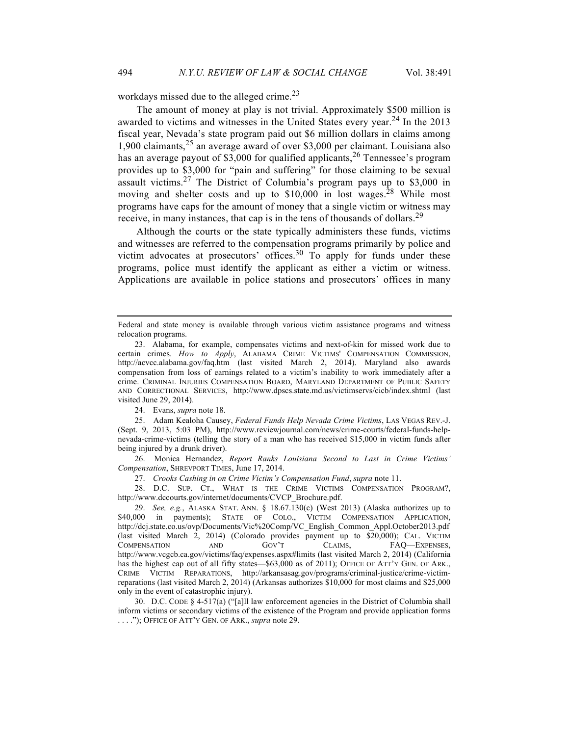workdays missed due to the alleged crime.[23]

The amount of money at play is not trivial. Approximately $500 million is awarded to victims and witnesses in the United States every year.[24] In the 2013 fiscal year, Nevada's state program paid out $6 million dollars in claims among 1,900 claimants,[25] an average award of over $3,000 per claimant. Louisiana also has an average payout of $3,000 for qualified applicants,[26] Tennessee's program provides up to $3,000 for "pain and suffering" for those claiming to be sexual assault victims.[27] The District of Columbia's program pays up to $3,000 in moving and shelter costs and up to $10,000 in lost wages.[28] While most programs have caps for the amount of money that a single victim or witness may receive, in many instances, that cap is in the tens of thousands of dollars.[29]

Although the courts or the state typically administers these funds, victims and witnesses are referred to the compensation programs primarily by police and victim advocates at prosecutors' offices.[30] To apply for funds under these programs, police must identify the applicant as either a victim or witness. Applications are available in police stations and prosecutors' offices in many

---

Federal and state money is available through various victim assistance programs and witness relocation programs.

23. Alabama, for example, compensates victims and next-of-kin for missed work due to certain crimes. *How to Apply*, ALABAMA CRIME VICTIMS' COMPENSATION COMMISSION, http://acvcc.alabama.gov/faq.htm (last visited March 2, 2014). Maryland also awards compensation from loss of earnings related to a victim's inability to work immediately after a crime. CRIMINAL INJURIES COMPENSATION BOARD, MARYLAND DEPARTMENT OF PUBLIC SAFETY AND CORRECTIONAL SERVICES, http://www.dpscs.state.md.us/victimservs/cicb/index.shtml (last visited June 29, 2014).

24. Evans, *supra* note 18.

25. Adam Kealoha Causey, *Federal Funds Help Nevada Crime Victims*, LAS VEGAS REV.-J. (Sept. 9, 2013, 5:03 PM), http://www.reviewjournal.com/news/crime-courts/federal-funds-help-nevada-crime-victims (telling the story of a man who has received $15,000 in victim funds after being injured by a drunk driver).

26. Monica Hernandez, *Report Ranks Louisiana Second to Last in Crime Victims' Compensation*, SHREVPORT TIMES, June 17, 2014.

27. *Crooks Cashing in on Crime Victim's Compensation Fund*, *supra* note 11.

28. D.C. SUP. CT., WHAT IS THE CRIME VICTIMS COMPENSATION PROGRAM?, http://www.dccourts.gov/internet/documents/CVCP_Brochure.pdf.

29. *See, e.g.*, ALASKA STAT. ANN. § 18.67.130(c) (West 2013) (Alaska authorizes up to $40,000 in payments); STATE OF COLO., VICTIM COMPENSATION APPLICATION, http://dcj.state.co.us/ovp/Documents/Vic%20Comp/VC_English_Common_Appl.October2013.pdf (last visited March 2, 2014) (Colorado provides payment up to $20,000); CAL. VICTIM COMPENSATION AND GOV'T CLAIMS, FAQ—EXPENSES, http://www.vcgcb.ca.gov/victims/faq/expenses.aspx#limits (last visited March 2, 2014) (California has the highest cap out of all fifty states—$63,000 as of 2011); OFFICE OF ATT'Y GEN. OF ARK., CRIME VICTIM REPARATIONS, http://arkansasag.gov/programs/criminal-justice/crime-victim-reparations (last visited March 2, 2014) (Arkansas authorizes $10,000 for most claims and $25,000 only in the event of catastrophic injury).

30. D.C. CODE § 4-517(a) ("[a]ll law enforcement agencies in the District of Columbia shall inform victims or secondary victims of the existence of the Program and provide application forms . . . ."); OFFICE OF ATT'Y GEN. OF ARK., *supra* note 29.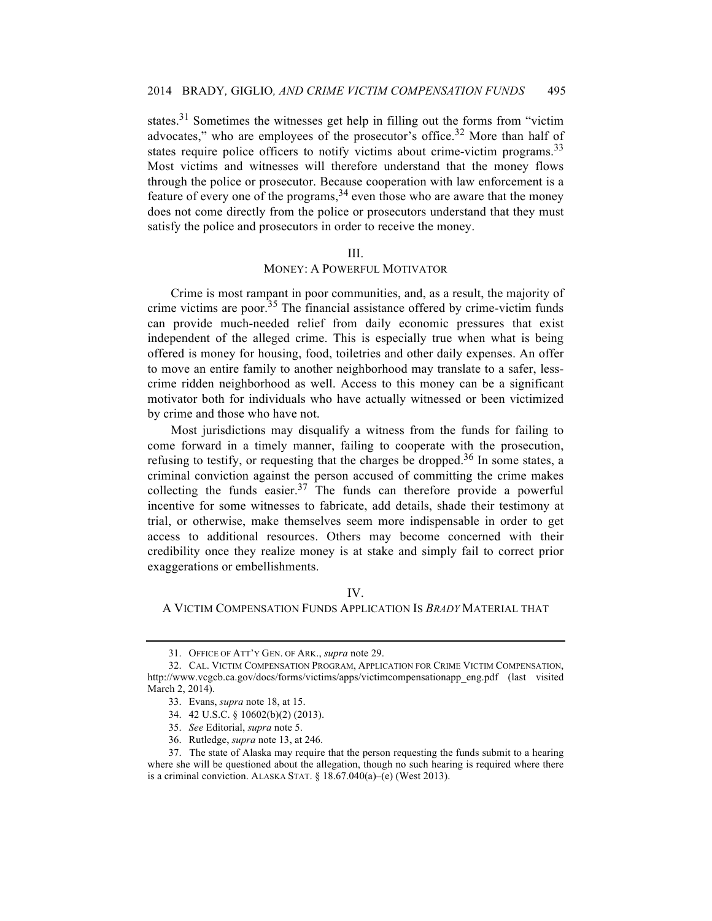states.[31] Sometimes the witnesses get help in filling out the forms from "victim advocates," who are employees of the prosecutor's office.[32] More than half of states require police officers to notify victims about crime-victim programs.[33] Most victims and witnesses will therefore understand that the money flows through the police or prosecutor. Because cooperation with law enforcement is a feature of every one of the programs,[34] even those who are aware that the money does not come directly from the police or prosecutors understand that they must satisfy the police and prosecutors in order to receive the money.

## III.
## MONEY: A POWERFUL MOTIVATOR

Crime is most rampant in poor communities, and, as a result, the majority of crime victims are poor.[35] The financial assistance offered by crime-victim funds can provide much-needed relief from daily economic pressures that exist independent of the alleged crime. This is especially true when what is being offered is money for housing, food, toiletries and other daily expenses. An offer to move an entire family to another neighborhood may translate to a safer, less-crime ridden neighborhood as well. Access to this money can be a significant motivator both for individuals who have actually witnessed or been victimized by crime and those who have not.

Most jurisdictions may disqualify a witness from the funds for failing to come forward in a timely manner, failing to cooperate with the prosecution, refusing to testify, or requesting that the charges be dropped.[36] In some states, a criminal conviction against the person accused of committing the crime makes collecting the funds easier.[37] The funds can therefore provide a powerful incentive for some witnesses to fabricate, add details, shade their testimony at trial, or otherwise, make themselves seem more indispensable in order to get access to additional resources. Others may become concerned with their credibility once they realize money is at stake and simply fail to correct prior exaggerations or embellishments.

## IV.
## A VICTIM COMPENSATION FUNDS APPLICATION IS *BRADY* MATERIAL THAT

---

31. OFFICE OF ATT'Y GEN. OF ARK., *supra* note 29.

32. CAL. VICTIM COMPENSATION PROGRAM, APPLICATION FOR CRIME VICTIM COMPENSATION, http://www.vcgcb.ca.gov/docs/forms/victims/apps/victimcompensationapp_eng.pdf (last visited March 2, 2014).

33. Evans, *supra* note 18, at 15.

34. 42 U.S.C. § 10602(b)(2) (2013).

35. *See* Editorial, *supra* note 5.

36. Rutledge, *supra* note 13, at 246.

37. The state of Alaska may require that the person requesting the funds submit to a hearing where she will be questioned about the allegation, though no such hearing is required where there is a criminal conviction. ALASKA STAT. § 18.67.040(a)–(e) (West 2013).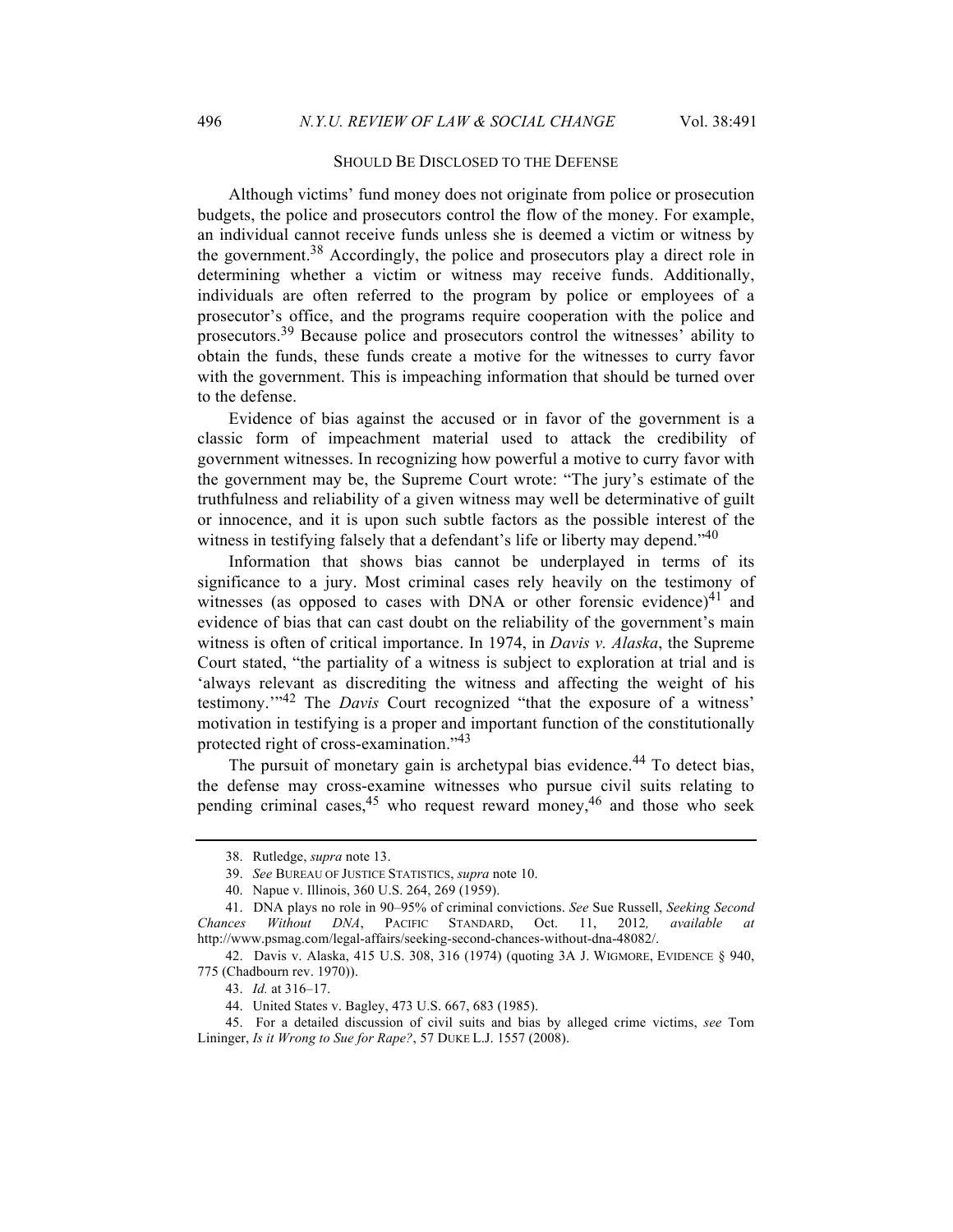SHOULD BE DISCLOSED TO THE DEFENSE

Although victims' fund money does not originate from police or prosecution budgets, the police and prosecutors control the flow of the money. For example, an individual cannot receive funds unless she is deemed a victim or witness by the government.[38] Accordingly, the police and prosecutors play a direct role in determining whether a victim or witness may receive funds. Additionally, individuals are often referred to the program by police or employees of a prosecutor's office, and the programs require cooperation with the police and prosecutors.[39] Because police and prosecutors control the witnesses' ability to obtain the funds, these funds create a motive for the witnesses to curry favor with the government. This is impeaching information that should be turned over to the defense.

Evidence of bias against the accused or in favor of the government is a classic form of impeachment material used to attack the credibility of government witnesses. In recognizing how powerful a motive to curry favor with the government may be, the Supreme Court wrote: "The jury's estimate of the truthfulness and reliability of a given witness may well be determinative of guilt or innocence, and it is upon such subtle factors as the possible interest of the witness in testifying falsely that a defendant's life or liberty may depend."[40]

Information that shows bias cannot be underplayed in terms of its significance to a jury. Most criminal cases rely heavily on the testimony of witnesses (as opposed to cases with DNA or other forensic evidence)[41] and evidence of bias that can cast doubt on the reliability of the government's main witness is often of critical importance. In 1974, in *Davis v. Alaska*, the Supreme Court stated, "the partiality of a witness is subject to exploration at trial and is 'always relevant as discrediting the witness and affecting the weight of his testimony.'"[42] The *Davis* Court recognized "that the exposure of a witness' motivation in testifying is a proper and important function of the constitutionally protected right of cross-examination."[43]

The pursuit of monetary gain is archetypal bias evidence.[44] To detect bias, the defense may cross-examine witnesses who pursue civil suits relating to pending criminal cases,[45] who request reward money,[46] and those who seek

---

38. Rutledge, *supra* note 13.

39. *See* BUREAU OF JUSTICE STATISTICS, *supra* note 10.

40. Napue v. Illinois, 360 U.S. 264, 269 (1959).

41. DNA plays no role in 90–95% of criminal convictions. *See* Sue Russell, *Seeking Second Chances Without DNA*, PACIFIC STANDARD, Oct. 11, 2012, *available at* http://www.psmag.com/legal-affairs/seeking-second-chances-without-dna-48082/.

42. Davis v. Alaska, 415 U.S. 308, 316 (1974) (quoting 3A J. WIGMORE, EVIDENCE § 940, 775 (Chadbourn rev. 1970)).

43. *Id.* at 316–17.

44. United States v. Bagley, 473 U.S. 667, 683 (1985).

45. For a detailed discussion of civil suits and bias by alleged crime victims, *see* Tom Lininger, *Is it Wrong to Sue for Rape?*, 57 DUKE L.J. 1557 (2008).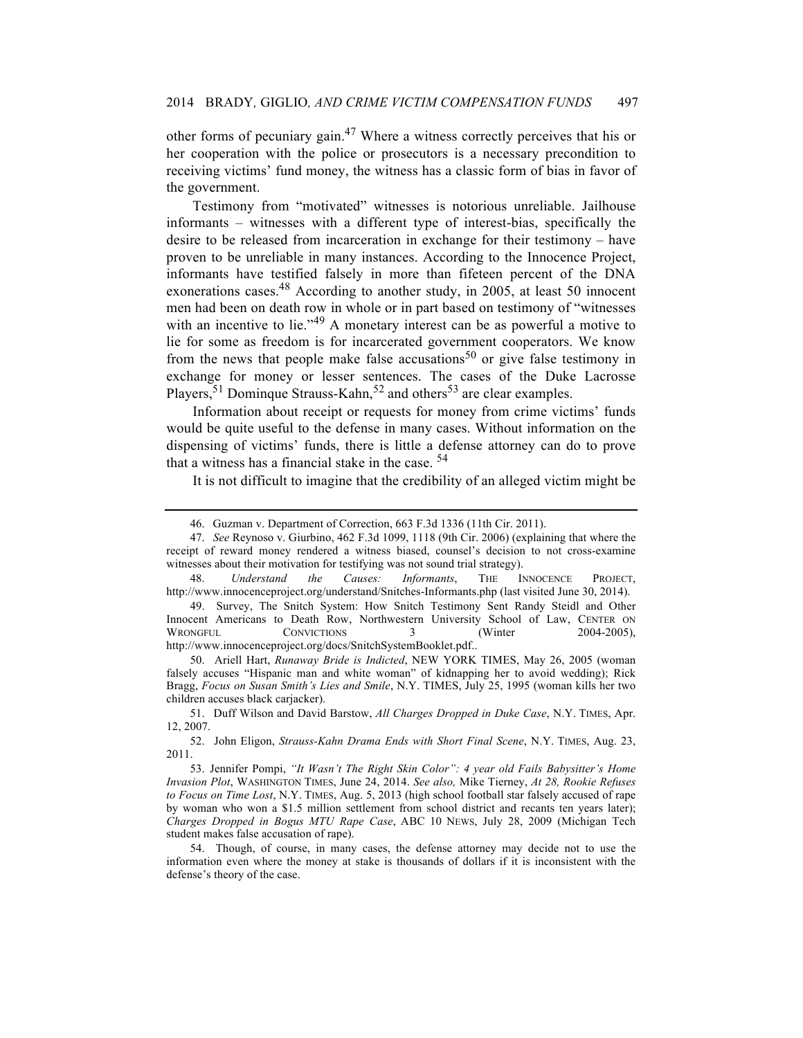other forms of pecuniary gain.[47] Where a witness correctly perceives that his or her cooperation with the police or prosecutors is a necessary precondition to receiving victims' fund money, the witness has a classic form of bias in favor of the government.

Testimony from "motivated" witnesses is notorious unreliable. Jailhouse informants – witnesses with a different type of interest-bias, specifically the desire to be released from incarceration in exchange for their testimony – have proven to be unreliable in many instances. According to the Innocence Project, informants have testified falsely in more than fifeteen percent of the DNA exonerations cases.[48] According to another study, in 2005, at least 50 innocent men had been on death row in whole or in part based on testimony of "witnesses with an incentive to lie."[49] A monetary interest can be as powerful a motive to lie for some as freedom is for incarcerated government cooperators. We know from the news that people make false accusations[50] or give false testimony in exchange for money or lesser sentences. The cases of the Duke Lacrosse Players,[51] Dominque Strauss-Kahn,[52] and others[53] are clear examples.

Information about receipt or requests for money from crime victims' funds would be quite useful to the defense in many cases. Without information on the dispensing of victims' funds, there is little a defense attorney can do to prove that a witness has a financial stake in the case. [54]

It is not difficult to imagine that the credibility of an alleged victim might be

---

46. Guzman v. Department of Correction, 663 F.3d 1336 (11th Cir. 2011).

47. *See* Reynoso v. Giurbino, 462 F.3d 1099, 1118 (9th Cir. 2006) (explaining that where the receipt of reward money rendered a witness biased, counsel's decision to not cross-examine witnesses about their motivation for testifying was not sound trial strategy).

48. *Understand the Causes: Informants*, THE INNOCENCE PROJECT, http://www.innocenceproject.org/understand/Snitches-Informants.php (last visited June 30, 2014).

49. Survey, The Snitch System: How Snitch Testimony Sent Randy Steidl and Other Innocent Americans to Death Row, Northwestern University School of Law, CENTER ON WRONGFUL CONVICTIONS 3 (Winter 2004-2005), http://www.innocenceproject.org/docs/SnitchSystemBooklet.pdf..

50. Ariell Hart, *Runaway Bride is Indicted*, NEW YORK TIMES, May 26, 2005 (woman falsely accuses "Hispanic man and white woman" of kidnapping her to avoid wedding); Rick Bragg, *Focus on Susan Smith's Lies and Smile*, N.Y. TIMES, July 25, 1995 (woman kills her two children accuses black carjacker).

51. Duff Wilson and David Barstow, *All Charges Dropped in Duke Case*, N.Y. TIMES, Apr. 12, 2007.

52. John Eligon, *Strauss-Kahn Drama Ends with Short Final Scene*, N.Y. TIMES, Aug. 23, 2011.

53. Jennifer Pompi, *"It Wasn't The Right Skin Color": 4 year old Fails Babysitter's Home Invasion Plot*, WASHINGTON TIMES, June 24, 2014. *See also,* Mike Tierney, *At 28, Rookie Refuses to Focus on Time Lost*, N.Y. TIMES, Aug. 5, 2013 (high school football star falsely accused of rape by woman who won a $1.5 million settlement from school district and recants ten years later); *Charges Dropped in Bogus MTU Rape Case*, ABC 10 NEWS, July 28, 2009 (Michigan Tech student makes false accusation of rape).

54. Though, of course, in many cases, the defense attorney may decide not to use the information even where the money at stake is thousands of dollars if it is inconsistent with the defense's theory of the case.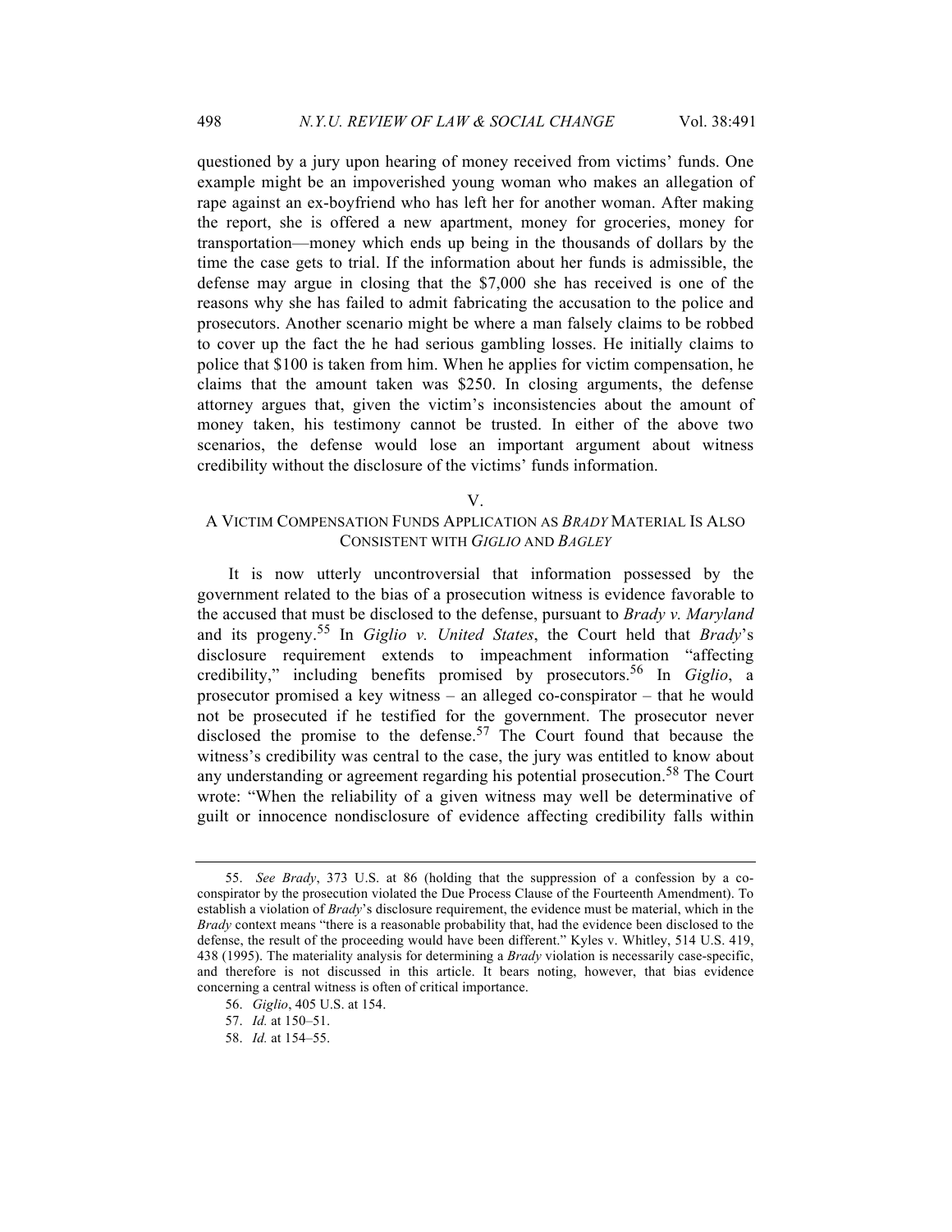questioned by a jury upon hearing of money received from victims' funds. One example might be an impoverished young woman who makes an allegation of rape against an ex-boyfriend who has left her for another woman. After making the report, she is offered a new apartment, money for groceries, money for transportation—money which ends up being in the thousands of dollars by the time the case gets to trial. If the information about her funds is admissible, the defense may argue in closing that the $7,000 she has received is one of the reasons why she has failed to admit fabricating the accusation to the police and prosecutors. Another scenario might be where a man falsely claims to be robbed to cover up the fact the he had serious gambling losses. He initially claims to police that $100 is taken from him. When he applies for victim compensation, he claims that the amount taken was $250. In closing arguments, the defense attorney argues that, given the victim's inconsistencies about the amount of money taken, his testimony cannot be trusted. In either of the above two scenarios, the defense would lose an important argument about witness credibility without the disclosure of the victims' funds information.

## V.
## A VICTIM COMPENSATION FUNDS APPLICATION AS *BRADY* MATERIAL IS ALSO CONSISTENT WITH *GIGLIO* AND *BAGLEY*

It is now utterly uncontroversial that information possessed by the government related to the bias of a prosecution witness is evidence favorable to the accused that must be disclosed to the defense, pursuant to *Brady v. Maryland* and its progeny.[55] In *Giglio v. United States*, the Court held that *Brady*'s disclosure requirement extends to impeachment information "affecting credibility," including benefits promised by prosecutors.[56] In *Giglio*, a prosecutor promised a key witness – an alleged co-conspirator – that he would not be prosecuted if he testified for the government. The prosecutor never disclosed the promise to the defense.[57] The Court found that because the witness's credibility was central to the case, the jury was entitled to know about any understanding or agreement regarding his potential prosecution.[58] The Court wrote: "When the reliability of a given witness may well be determinative of guilt or innocence nondisclosure of evidence affecting credibility falls within

---

55. *See Brady*, 373 U.S. at 86 (holding that the suppression of a confession by a co-conspirator by the prosecution violated the Due Process Clause of the Fourteenth Amendment). To establish a violation of *Brady*'s disclosure requirement, the evidence must be material, which in the *Brady* context means "there is a reasonable probability that, had the evidence been disclosed to the defense, the result of the proceeding would have been different." Kyles v. Whitley, 514 U.S. 419, 438 (1995). The materiality analysis for determining a *Brady* violation is necessarily case-specific, and therefore is not discussed in this article. It bears noting, however, that bias evidence concerning a central witness is often of critical importance.

56. *Giglio*, 405 U.S. at 154.

57. *Id.* at 150–51.

58. *Id.* at 154–55.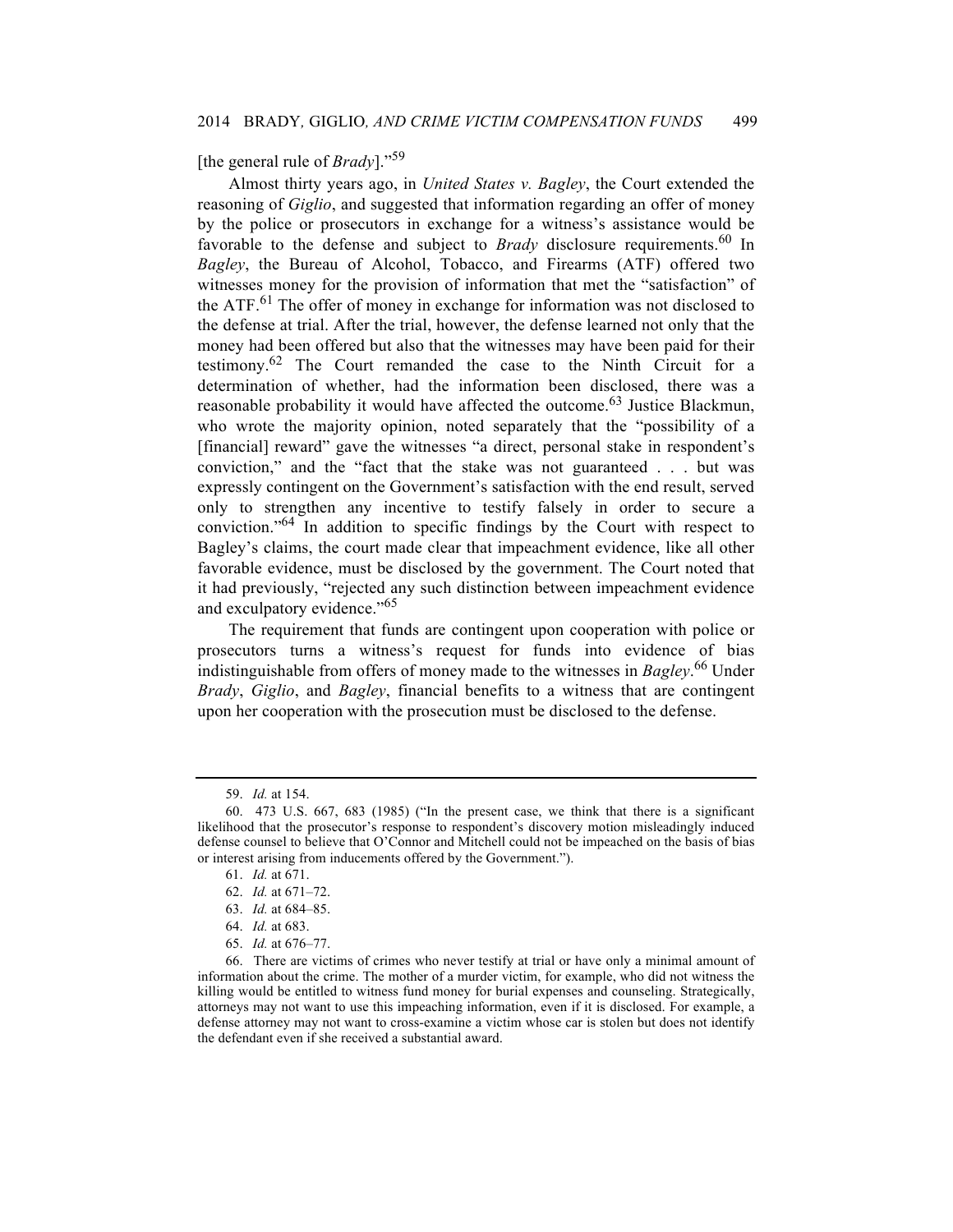[the general rule of *Brady*]."[59]

Almost thirty years ago, in *United States v. Bagley*, the Court extended the reasoning of *Giglio*, and suggested that information regarding an offer of money by the police or prosecutors in exchange for a witness's assistance would be favorable to the defense and subject to *Brady* disclosure requirements.[60] In *Bagley*, the Bureau of Alcohol, Tobacco, and Firearms (ATF) offered two witnesses money for the provision of information that met the "satisfaction" of the ATF.[61] The offer of money in exchange for information was not disclosed to the defense at trial. After the trial, however, the defense learned not only that the money had been offered but also that the witnesses may have been paid for their testimony.[62] The Court remanded the case to the Ninth Circuit for a determination of whether, had the information been disclosed, there was a reasonable probability it would have affected the outcome.[63] Justice Blackmun, who wrote the majority opinion, noted separately that the "possibility of a [financial] reward" gave the witnesses "a direct, personal stake in respondent's conviction," and the "fact that the stake was not guaranteed . . . but was expressly contingent on the Government's satisfaction with the end result, served only to strengthen any incentive to testify falsely in order to secure a conviction."[64] In addition to specific findings by the Court with respect to Bagley's claims, the court made clear that impeachment evidence, like all other favorable evidence, must be disclosed by the government. The Court noted that it had previously, "rejected any such distinction between impeachment evidence and exculpatory evidence."[65]

The requirement that funds are contingent upon cooperation with police or prosecutors turns a witness's request for funds into evidence of bias indistinguishable from offers of money made to the witnesses in *Bagley*.[66] Under *Brady*, *Giglio*, and *Bagley*, financial benefits to a witness that are contingent upon her cooperation with the prosecution must be disclosed to the defense.

---

59. *Id.* at 154.

60. 473 U.S. 667, 683 (1985) ("In the present case, we think that there is a significant likelihood that the prosecutor's response to respondent's discovery motion misleadingly induced defense counsel to believe that O'Connor and Mitchell could not be impeached on the basis of bias or interest arising from inducements offered by the Government.").

61. *Id.* at 671.

62. *Id.* at 671–72.

63. *Id.* at 684–85.

64. *Id.* at 683.

65. *Id.* at 676–77.

66. There are victims of crimes who never testify at trial or have only a minimal amount of information about the crime. The mother of a murder victim, for example, who did not witness the killing would be entitled to witness fund money for burial expenses and counseling. Strategically, attorneys may not want to use this impeaching information, even if it is disclosed. For example, a defense attorney may not want to cross-examine a victim whose car is stolen but does not identify the defendant even if she received a substantial award.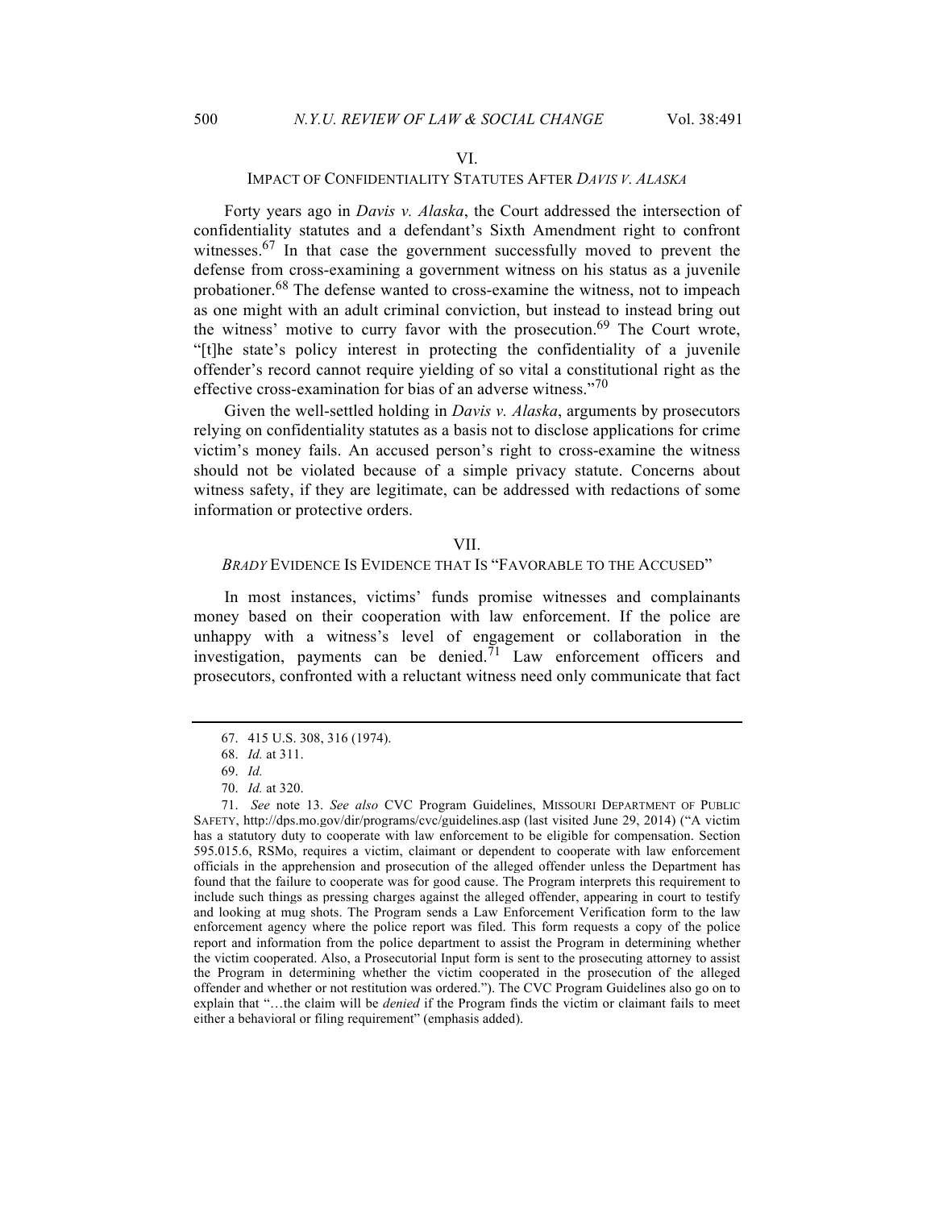## VI.
## IMPACT OF CONFIDENTIALITY STATUTES AFTER *DAVIS V. ALASKA*

Forty years ago in *Davis v. Alaska*, the Court addressed the intersection of confidentiality statutes and a defendant's Sixth Amendment right to confront witnesses.[67] In that case the government successfully moved to prevent the defense from cross-examining a government witness on his status as a juvenile probationer.[68] The defense wanted to cross-examine the witness, not to impeach as one might with an adult criminal conviction, but instead to instead bring out the witness' motive to curry favor with the prosecution.[69] The Court wrote, "[t]he state's policy interest in protecting the confidentiality of a juvenile offender's record cannot require yielding of so vital a constitutional right as the effective cross-examination for bias of an adverse witness."[70]

Given the well-settled holding in *Davis v. Alaska*, arguments by prosecutors relying on confidentiality statutes as a basis not to disclose applications for crime victim's money fails. An accused person's right to cross-examine the witness should not be violated because of a simple privacy statute. Concerns about witness safety, if they are legitimate, can be addressed with redactions of some information or protective orders.

## VII.
## *BRADY* EVIDENCE IS EVIDENCE THAT IS "FAVORABLE TO THE ACCUSED"

In most instances, victims' funds promise witnesses and complainants money based on their cooperation with law enforcement. If the police are unhappy with a witness's level of engagement or collaboration in the investigation, payments can be denied.[71] Law enforcement officers and prosecutors, confronted with a reluctant witness need only communicate that fact

---

67. 415 U.S. 308, 316 (1974).

68. *Id.* at 311.

69. *Id.*

70. *Id.* at 320.

71. *See* note 13. *See also* CVC Program Guidelines, MISSOURI DEPARTMENT OF PUBLIC SAFETY, http://dps.mo.gov/dir/programs/cvc/guidelines.asp (last visited June 29, 2014) ("A victim has a statutory duty to cooperate with law enforcement to be eligible for compensation. Section 595.015.6, RSMo, requires a victim, claimant or dependent to cooperate with law enforcement officials in the apprehension and prosecution of the alleged offender unless the Department has found that the failure to cooperate was for good cause. The Program interprets this requirement to include such things as pressing charges against the alleged offender, appearing in court to testify and looking at mug shots. The Program sends a Law Enforcement Verification form to the law enforcement agency where the police report was filed. This form requests a copy of the police report and information from the police department to assist the Program in determining whether the victim cooperated. Also, a Prosecutorial Input form is sent to the prosecuting attorney to assist the Program in determining whether the victim cooperated in the prosecution of the alleged offender and whether or not restitution was ordered."). The CVC Program Guidelines also go on to explain that "…the claim will be *denied* if the Program finds the victim or claimant fails to meet either a behavioral or filing requirement" (emphasis added).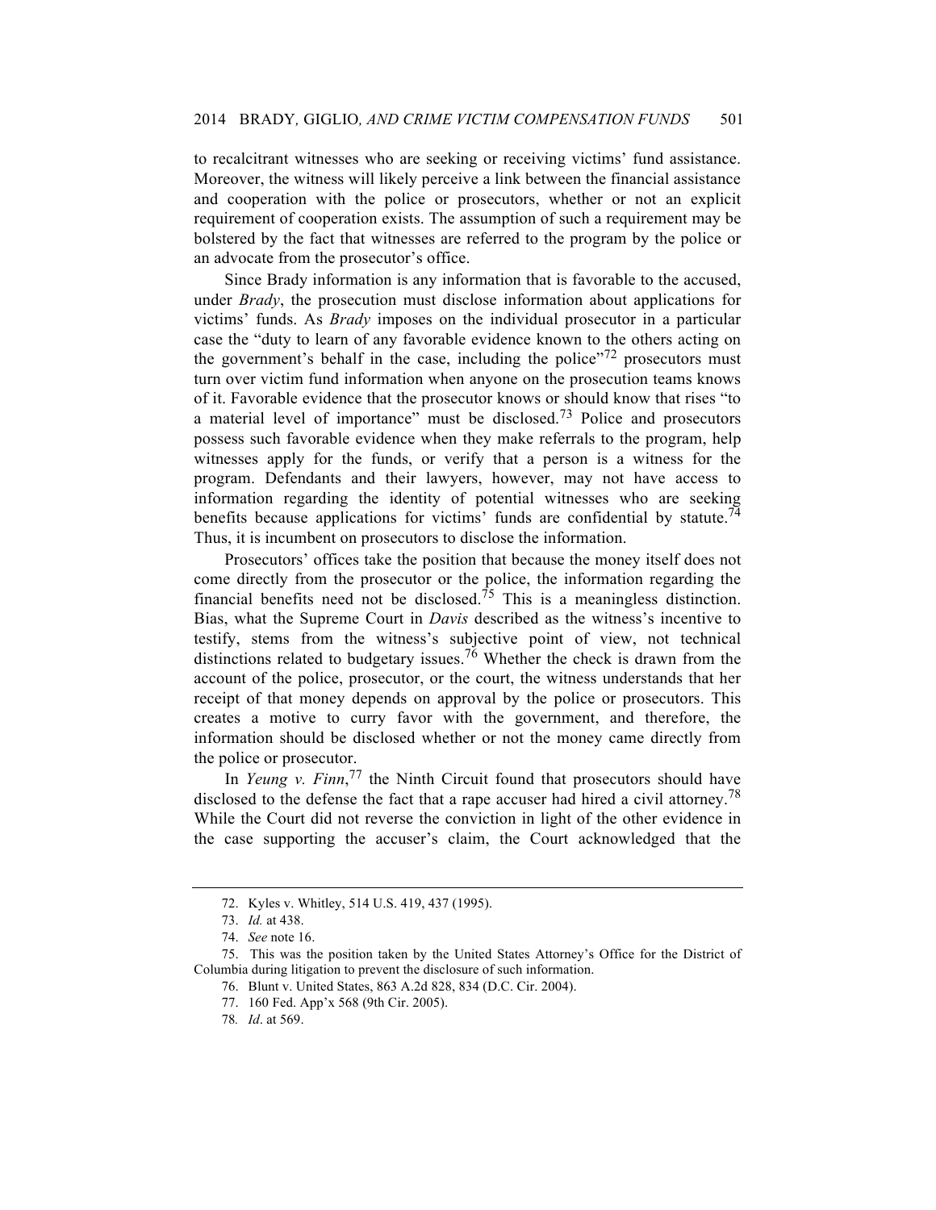to recalcitrant witnesses who are seeking or receiving victims' fund assistance. Moreover, the witness will likely perceive a link between the financial assistance and cooperation with the police or prosecutors, whether or not an explicit requirement of cooperation exists. The assumption of such a requirement may be bolstered by the fact that witnesses are referred to the program by the police or an advocate from the prosecutor's office.

Since Brady information is any information that is favorable to the accused, under *Brady*, the prosecution must disclose information about applications for victims' funds. As *Brady* imposes on the individual prosecutor in a particular case the "duty to learn of any favorable evidence known to the others acting on the government's behalf in the case, including the police"[72] prosecutors must turn over victim fund information when anyone on the prosecution teams knows of it. Favorable evidence that the prosecutor knows or should know that rises "to a material level of importance" must be disclosed.[73] Police and prosecutors possess such favorable evidence when they make referrals to the program, help witnesses apply for the funds, or verify that a person is a witness for the program. Defendants and their lawyers, however, may not have access to information regarding the identity of potential witnesses who are seeking benefits because applications for victims' funds are confidential by statute.[74] Thus, it is incumbent on prosecutors to disclose the information.

Prosecutors' offices take the position that because the money itself does not come directly from the prosecutor or the police, the information regarding the financial benefits need not be disclosed.[75] This is a meaningless distinction. Bias, what the Supreme Court in *Davis* described as the witness's incentive to testify, stems from the witness's subjective point of view, not technical distinctions related to budgetary issues.[76] Whether the check is drawn from the account of the police, prosecutor, or the court, the witness understands that her receipt of that money depends on approval by the police or prosecutors. This creates a motive to curry favor with the government, and therefore, the information should be disclosed whether or not the money came directly from the police or prosecutor.

In *Yeung v. Finn*,[77] the Ninth Circuit found that prosecutors should have disclosed to the defense the fact that a rape accuser had hired a civil attorney.[78] While the Court did not reverse the conviction in light of the other evidence in the case supporting the accuser's claim, the Court acknowledged that the

---

72. Kyles v. Whitley, 514 U.S. 419, 437 (1995).

73. *Id.* at 438.

74. *See* note 16.

75. This was the position taken by the United States Attorney's Office for the District of Columbia during litigation to prevent the disclosure of such information.

76. Blunt v. United States, 863 A.2d 828, 834 (D.C. Cir. 2004).

77. 160 Fed. App'x 568 (9th Cir. 2005).

78. *Id*. at 569.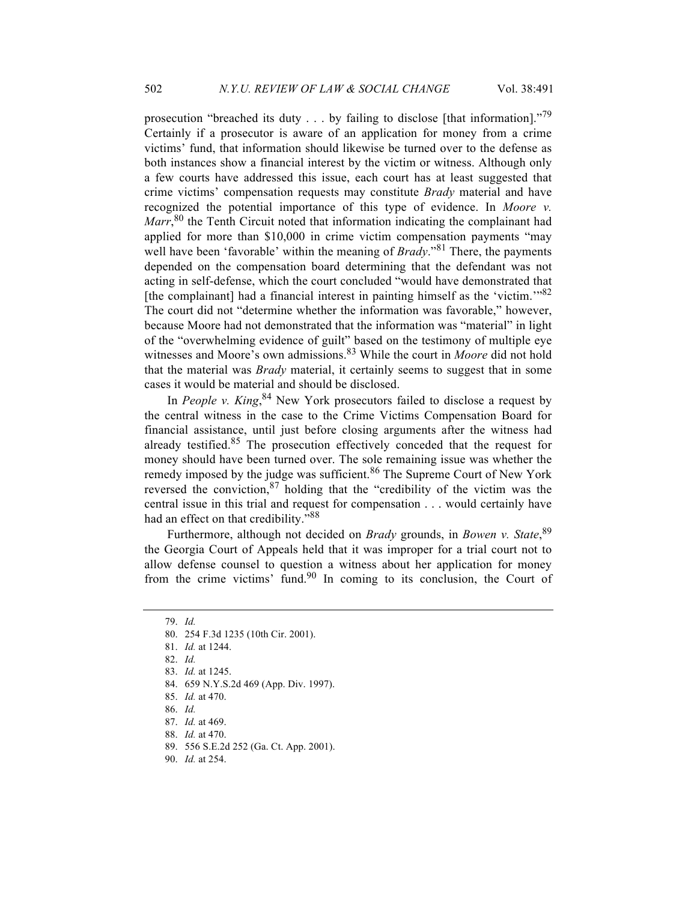prosecution "breached its duty . . . by failing to disclose [that information]."[79] Certainly if a prosecutor is aware of an application for money from a crime victims' fund, that information should likewise be turned over to the defense as both instances show a financial interest by the victim or witness. Although only a few courts have addressed this issue, each court has at least suggested that crime victims' compensation requests may constitute *Brady* material and have recognized the potential importance of this type of evidence. In *Moore v. Marr*,[80] the Tenth Circuit noted that information indicating the complainant had applied for more than $10,000 in crime victim compensation payments "may well have been 'favorable' within the meaning of *Brady*."[81] There, the payments depended on the compensation board determining that the defendant was not acting in self-defense, which the court concluded "would have demonstrated that [the complainant] had a financial interest in painting himself as the 'victim.'"[82] The court did not "determine whether the information was favorable," however, because Moore had not demonstrated that the information was "material" in light of the "overwhelming evidence of guilt" based on the testimony of multiple eye witnesses and Moore's own admissions.[83] While the court in *Moore* did not hold that the material was *Brady* material, it certainly seems to suggest that in some cases it would be material and should be disclosed.

In *People v. King*,[84] New York prosecutors failed to disclose a request by the central witness in the case to the Crime Victims Compensation Board for financial assistance, until just before closing arguments after the witness had already testified.[85] The prosecution effectively conceded that the request for money should have been turned over. The sole remaining issue was whether the remedy imposed by the judge was sufficient.[86] The Supreme Court of New York reversed the conviction,[87] holding that the "credibility of the victim was the central issue in this trial and request for compensation . . . would certainly have had an effect on that credibility."[88]

Furthermore, although not decided on *Brady* grounds, in *Bowen v. State*,[89] the Georgia Court of Appeals held that it was improper for a trial court not to allow defense counsel to question a witness about her application for money from the crime victims' fund.[90] In coming to its conclusion, the Court of

---

79. *Id.*
80. 254 F.3d 1235 (10th Cir. 2001).
81. *Id.* at 1244.
82. *Id.*
83. *Id.* at 1245.
84. 659 N.Y.S.2d 469 (App. Div. 1997).
85. *Id.* at 470.
86. *Id.*
87. *Id.* at 469.
88. *Id.* at 470.
89. 556 S.E.2d 252 (Ga. Ct. App. 2001).
90. *Id.* at 254.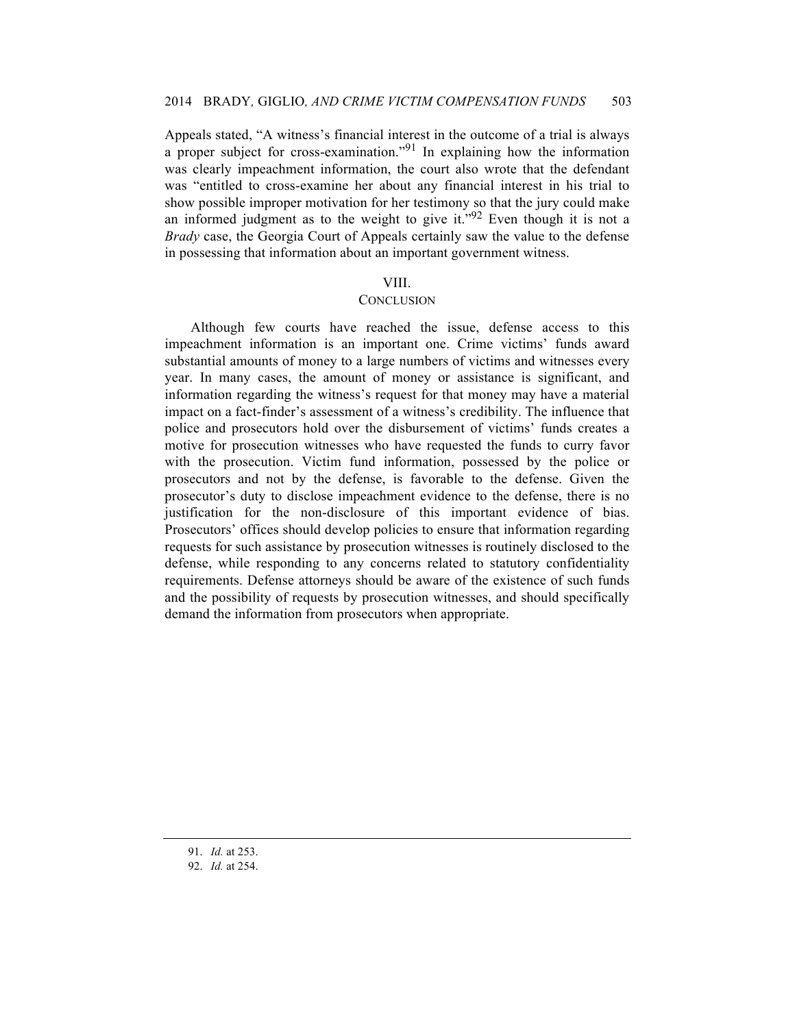Appeals stated, "A witness's financial interest in the outcome of a trial is always a proper subject for cross-examination."[91] In explaining how the information was clearly impeachment information, the court also wrote that the defendant was "entitled to cross-examine her about any financial interest in his trial to show possible improper motivation for her testimony so that the jury could make an informed judgment as to the weight to give it."[92] Even though it is not a *Brady* case, the Georgia Court of Appeals certainly saw the value to the defense in possessing that information about an important government witness.

## VIII.
## CONCLUSION

Although few courts have reached the issue, defense access to this impeachment information is an important one. Crime victims' funds award substantial amounts of money to a large numbers of victims and witnesses every year. In many cases, the amount of money or assistance is significant, and information regarding the witness's request for that money may have a material impact on a fact-finder's assessment of a witness's credibility. The influence that police and prosecutors hold over the disbursement of victims' funds creates a motive for prosecution witnesses who have requested the funds to curry favor with the prosecution. Victim fund information, possessed by the police or prosecutors and not by the defense, is favorable to the defense. Given the prosecutor's duty to disclose impeachment evidence to the defense, there is no justification for the non-disclosure of this important evidence of bias. Prosecutors' offices should develop policies to ensure that information regarding requests for such assistance by prosecution witnesses is routinely disclosed to the defense, while responding to any concerns related to statutory confidentiality requirements. Defense attorneys should be aware of the existence of such funds and the possibility of requests by prosecution witnesses, and should specifically demand the information from prosecutors when appropriate.

---

91. *Id.* at 253.

92. *Id.* at 254.